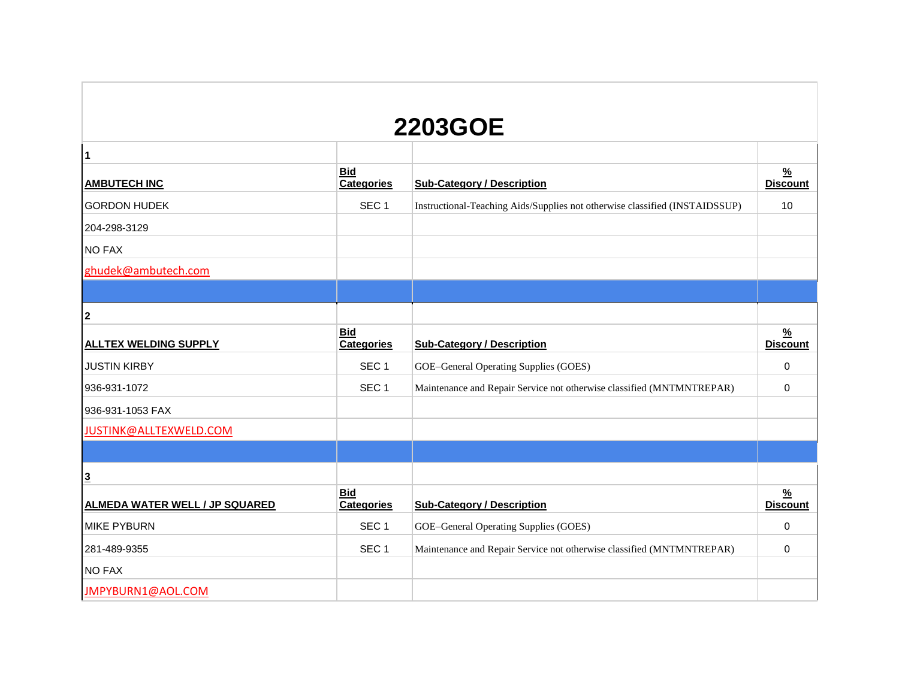# 2203GOE

| | | | |
|---|---|---|---|
| **1** | | | |
| **AMBUTECH INC** | **Bid Categories** | **Sub-Category / Description** | **% Discount** |
| GORDON HUDEK | SEC 1 | Instructional-Teaching Aids/Supplies not otherwise classified (INSTAIDSSUP) | 10 |
| 204-298-3129 | | | |
| NO FAX | | | |
| ghudek@ambutech.com | | | |
| | | | |
| **2** | | | |
| **ALLTEX WELDING SUPPLY** | **Bid Categories** | **Sub-Category / Description** | **% Discount** |
| JUSTIN KIRBY | SEC 1 | GOE–General Operating Supplies (GOES) | 0 |
| 936-931-1072 | SEC 1 | Maintenance and Repair Service not otherwise classified (MNTMNTREPAR) | 0 |
| 936-931-1053 FAX | | | |
| JUSTINK@ALLTEXWELD.COM | | | |
| | | | |
| **3** | | | |
| **ALMEDA WATER WELL / JP SQUARED** | **Bid Categories** | **Sub-Category / Description** | **% Discount** |
| MIKE PYBURN | SEC 1 | GOE–General Operating Supplies (GOES) | 0 |
| 281-489-9355 | SEC 1 | Maintenance and Repair Service not otherwise classified (MNTMNTREPAR) | 0 |
| NO FAX | | | |
| JMPYBURN1@AOL.COM | | | |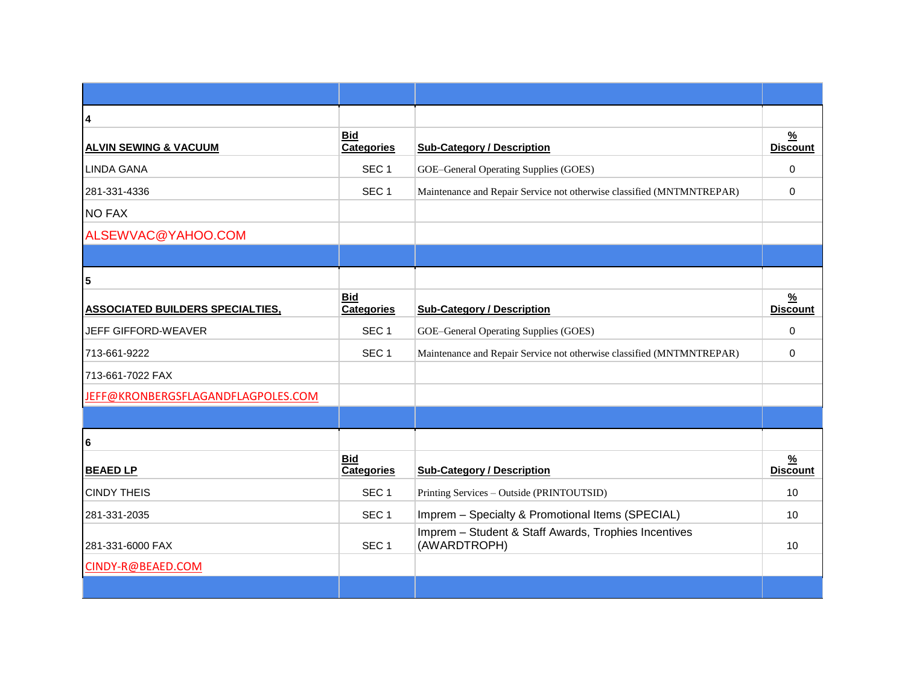| | | | |
|---|---|---|---|
| **4** | | | |
| **ALVIN SEWING & VACUUM** | **Bid Categories** | **Sub-Category / Description** | **% Discount** |
| LINDA GANA | SEC 1 | GOE–General Operating Supplies (GOES) | 0 |
| 281-331-4336 | SEC 1 | Maintenance and Repair Service not otherwise classified (MNTMNTREPAR) | 0 |
| NO FAX | | | |
| ALSEWVAC@YAHOO.COM | | | |
| | | | |
| **5** | | | |
| **ASSOCIATED BUILDERS SPECIALTIES,** | **Bid Categories** | **Sub-Category / Description** | **% Discount** |
| JEFF GIFFORD-WEAVER | SEC 1 | GOE–General Operating Supplies (GOES) | 0 |
| 713-661-9222 | SEC 1 | Maintenance and Repair Service not otherwise classified (MNTMNTREPAR) | 0 |
| 713-661-7022 FAX | | | |
| JEFF@KRONBERGSFLAGANDFLAGPOLES.COM | | | |
| | | | |
| **6** | | | |
| **BEAED LP** | **Bid Categories** | **Sub-Category / Description** | **% Discount** |
| CINDY THEIS | SEC 1 | Printing Services – Outside (PRINTOUTSID) | 10 |
| 281-331-2035 | SEC 1 | Imprem – Specialty & Promotional Items (SPECIAL) | 10 |
| 281-331-6000 FAX | SEC 1 | Imprem – Student & Staff Awards, Trophies Incentives (AWARDTROPH) | 10 |
| CINDY-R@BEAED.COM | | | |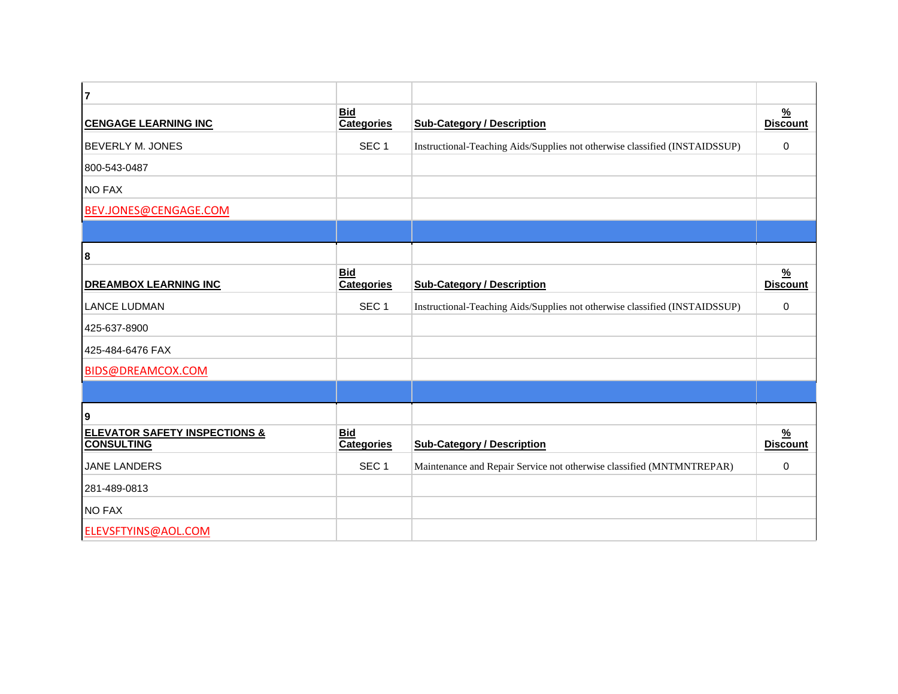| 7 | | | |
|---|---|---|---|
| **CENGAGE LEARNING INC** | **Bid Categories** | **Sub-Category / Description** | **% Discount** |
| BEVERLY M. JONES | SEC 1 | Instructional-Teaching Aids/Supplies not otherwise classified (INSTAIDSSUP) | 0 |
| 800-543-0487 | | | |
| NO FAX | | | |
| BEV.JONES@CENGAGE.COM | | | |

| 8 | | | |
|---|---|---|---|
| **DREAMBOX LEARNING INC** | **Bid Categories** | **Sub-Category / Description** | **% Discount** |
| LANCE LUDMAN | SEC 1 | Instructional-Teaching Aids/Supplies not otherwise classified (INSTAIDSSUP) | 0 |
| 425-637-8900 | | | |
| 425-484-6476 FAX | | | |
| BIDS@DREAMCOX.COM | | | |

| 9 | | | |
|---|---|---|---|
| **ELEVATOR SAFETY INSPECTIONS & CONSULTING** | **Bid Categories** | **Sub-Category / Description** | **% Discount** |
| JANE LANDERS | SEC 1 | Maintenance and Repair Service not otherwise classified (MNTMNTREPAR) | 0 |
| 281-489-0813 | | | |
| NO FAX | | | |
| ELEVSFTYINS@AOL.COM | | | |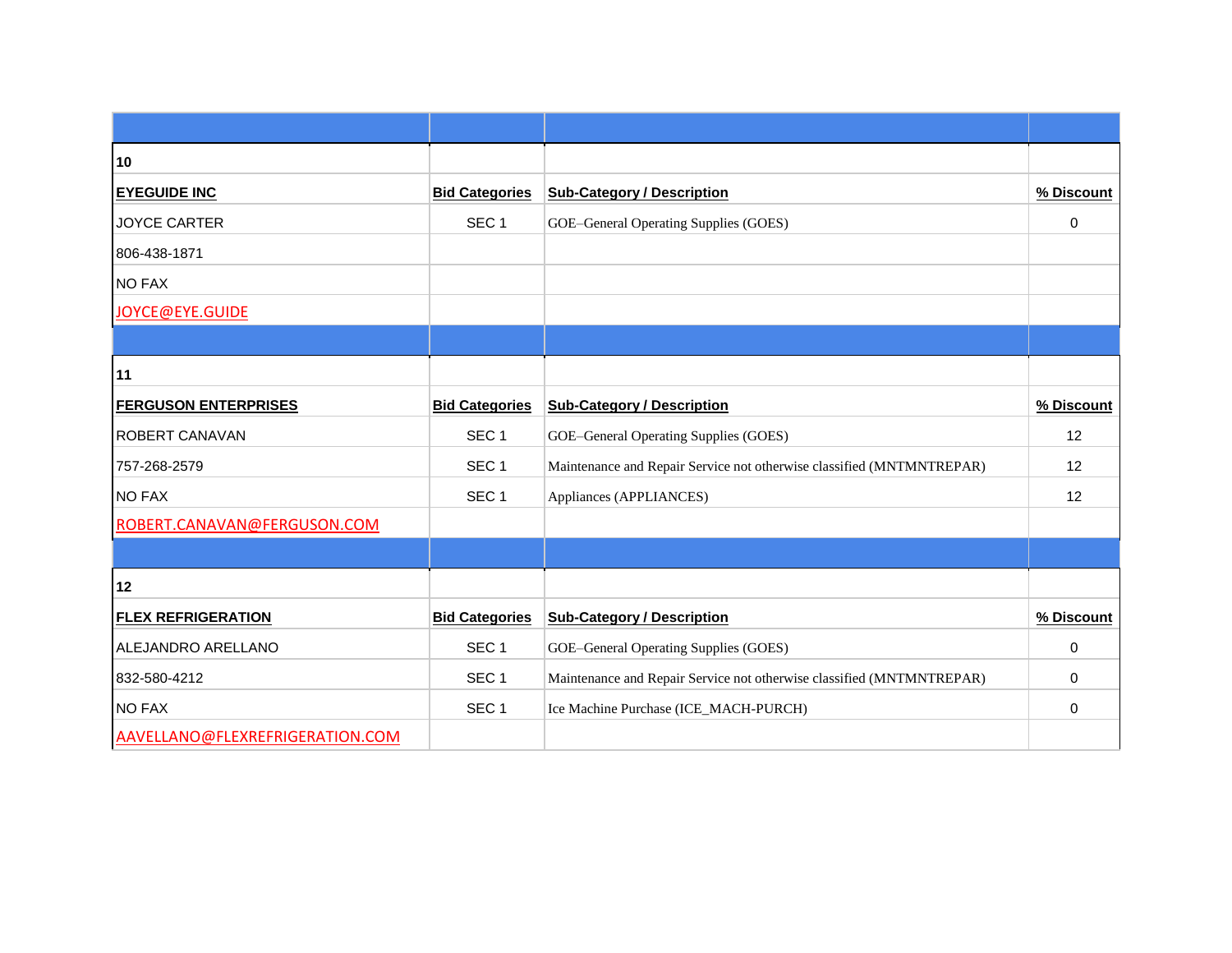| | | | |
|---|---|---|---|
| **10** | | | |
| **EYEGUIDE INC** | **Bid Categories** | **Sub-Category / Description** | **% Discount** |
| JOYCE CARTER | SEC 1 | GOE–General Operating Supplies (GOES) | 0 |
| 806-438-1871 | | | |
| NO FAX | | | |
| JOYCE@EYE.GUIDE | | | |
| | | | |
| **11** | | | |
| **FERGUSON ENTERPRISES** | **Bid Categories** | **Sub-Category / Description** | **% Discount** |
| ROBERT CANAVAN | SEC 1 | GOE–General Operating Supplies (GOES) | 12 |
| 757-268-2579 | SEC 1 | Maintenance and Repair Service not otherwise classified (MNTMNTREPAR) | 12 |
| NO FAX | SEC 1 | Appliances (APPLIANCES) | 12 |
| ROBERT.CANAVAN@FERGUSON.COM | | | |
| | | | |
| **12** | | | |
| **FLEX REFRIGERATION** | **Bid Categories** | **Sub-Category / Description** | **% Discount** |
| ALEJANDRO ARELLANO | SEC 1 | GOE–General Operating Supplies (GOES) | 0 |
| 832-580-4212 | SEC 1 | Maintenance and Repair Service not otherwise classified (MNTMNTREPAR) | 0 |
| NO FAX | SEC 1 | Ice Machine Purchase (ICE_MACH-PURCH) | 0 |
| AAVELLANO@FLEXREFRIGERATION.COM | | | |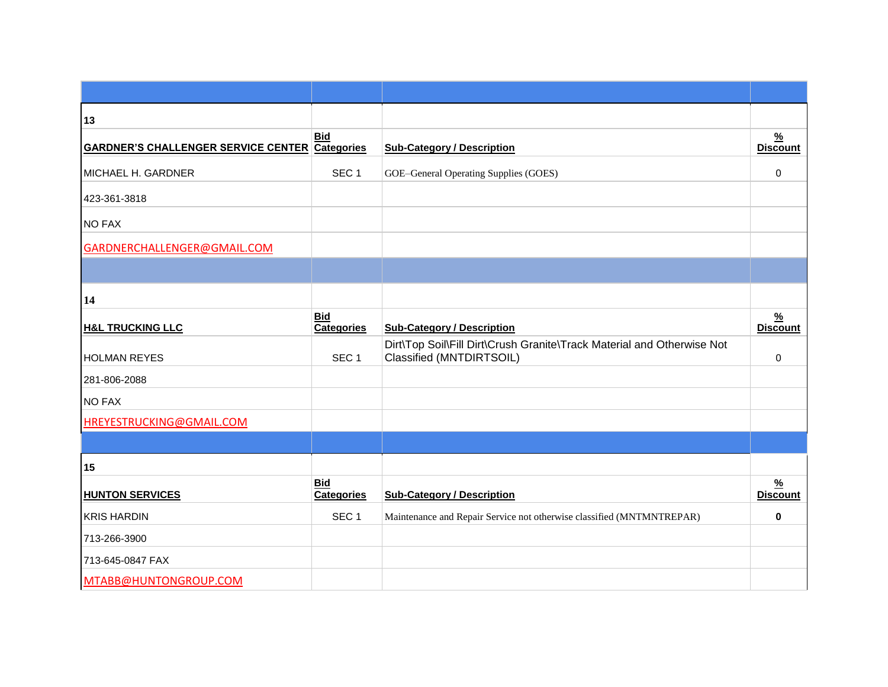| | | | |
|---|---|---|---|
| **13** | | | |
| **GARDNER'S CHALLENGER SERVICE CENTER** | **Bid Categories** | **Sub-Category / Description** | **% Discount** |
| MICHAEL H. GARDNER | SEC 1 | GOE–General Operating Supplies (GOES) | 0 |
| 423-361-3818 | | | |
| NO FAX | | | |
| GARDNERCHALLENGER@GMAIL.COM | | | |
| | | | |
| **14** | | | |
| **H&L TRUCKING LLC** | **Bid Categories** | **Sub-Category / Description** | **% Discount** |
| HOLMAN REYES | SEC 1 | Dirt\Top Soil\Fill Dirt\Crush Granite\Track Material and Otherwise Not Classified (MNTDIRTSOIL) | 0 |
| 281-806-2088 | | | |
| NO FAX | | | |
| HREYESTRUCKING@GMAIL.COM | | | |
| | | | |
| **15** | | | |
| **HUNTON SERVICES** | **Bid Categories** | **Sub-Category / Description** | **% Discount** |
| KRIS HARDIN | SEC 1 | Maintenance and Repair Service not otherwise classified (MNTMNTREPAR) | **0** |
| 713-266-3900 | | | |
| 713-645-0847 FAX | | | |
| MTABB@HUNTONGROUP.COM | | | |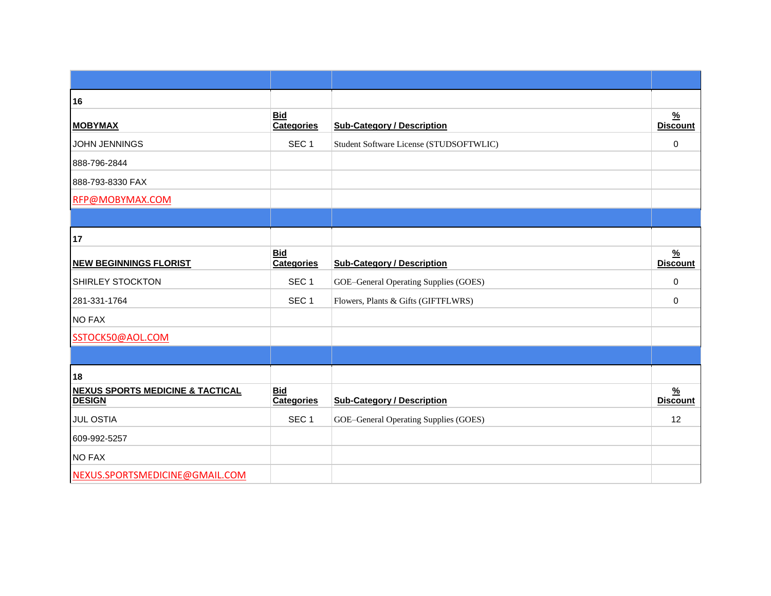| | | | |
|---|---|---|---|
| **16** | | | |
| **MOBYMAX** | **Bid Categories** | **Sub-Category / Description** | **% Discount** |
| JOHN JENNINGS | SEC 1 | Student Software License (STUDSOFTWLIC) | 0 |
| 888-796-2844 | | | |
| 888-793-8330 FAX | | | |
| RFP@MOBYMAX.COM | | | |
| | | | |
| **17** | | | |
| **NEW BEGINNINGS FLORIST** | **Bid Categories** | **Sub-Category / Description** | **% Discount** |
| SHIRLEY STOCKTON | SEC 1 | GOE–General Operating Supplies (GOES) | 0 |
| 281-331-1764 | SEC 1 | Flowers, Plants & Gifts (GIFTFLWRS) | 0 |
| NO FAX | | | |
| SSTOCK50@AOL.COM | | | |
| | | | |
| **18** | | | |
| **NEXUS SPORTS MEDICINE & TACTICAL DESIGN** | **Bid Categories** | **Sub-Category / Description** | **% Discount** |
| JUL OSTIA | SEC 1 | GOE–General Operating Supplies (GOES) | 12 |
| 609-992-5257 | | | |
| NO FAX | | | |
| NEXUS.SPORTSMEDICINE@GMAIL.COM | | | |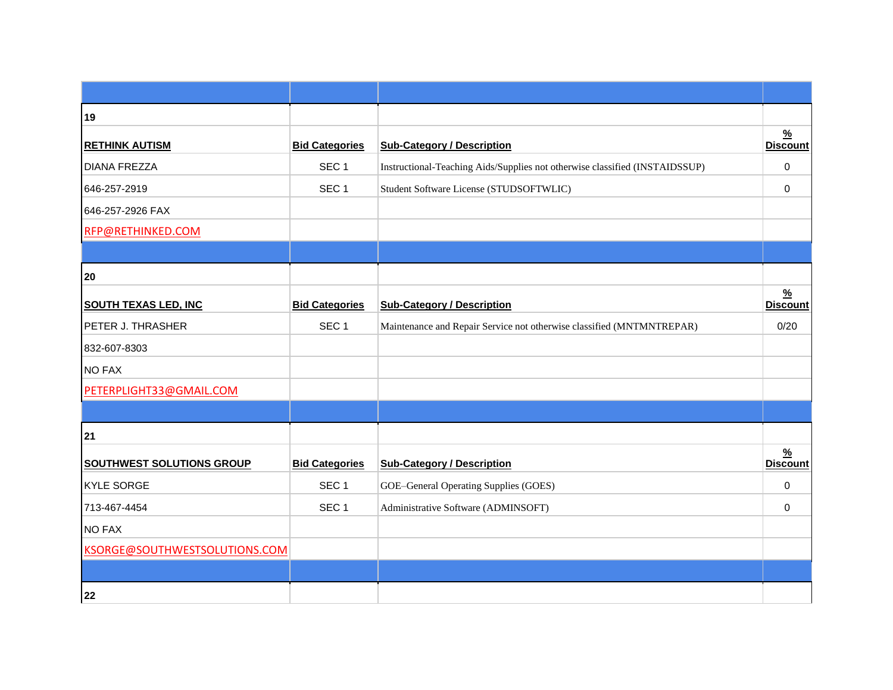| | | | |
|---|---|---|---|
| **19** | | | |
| **RETHINK AUTISM** | **Bid Categories** | **Sub-Category / Description** | **% Discount** |
| DIANA FREZZA | SEC 1 | Instructional-Teaching Aids/Supplies not otherwise classified (INSTAIDSSUP) | 0 |
| 646-257-2919 | SEC 1 | Student Software License (STUDSOFTWLIC) | 0 |
| 646-257-2926 FAX | | | |
| RFP@RETHINKED.COM | | | |
| | | | |
| **20** | | | |
| **SOUTH TEXAS LED, INC** | **Bid Categories** | **Sub-Category / Description** | **% Discount** |
| PETER J. THRASHER | SEC 1 | Maintenance and Repair Service not otherwise classified (MNTMNTREPAR) | 0/20 |
| 832-607-8303 | | | |
| NO FAX | | | |
| PETERPLIGHT33@GMAIL.COM | | | |
| | | | |
| **21** | | | |
| **SOUTHWEST SOLUTIONS GROUP** | **Bid Categories** | **Sub-Category / Description** | **% Discount** |
| KYLE SORGE | SEC 1 | GOE–General Operating Supplies (GOES) | 0 |
| 713-467-4454 | SEC 1 | Administrative Software (ADMINSOFT) | 0 |
| NO FAX | | | |
| KSORGE@SOUTHWESTSOLUTIONS.COM | | | |
| | | | |
| **22** | | | |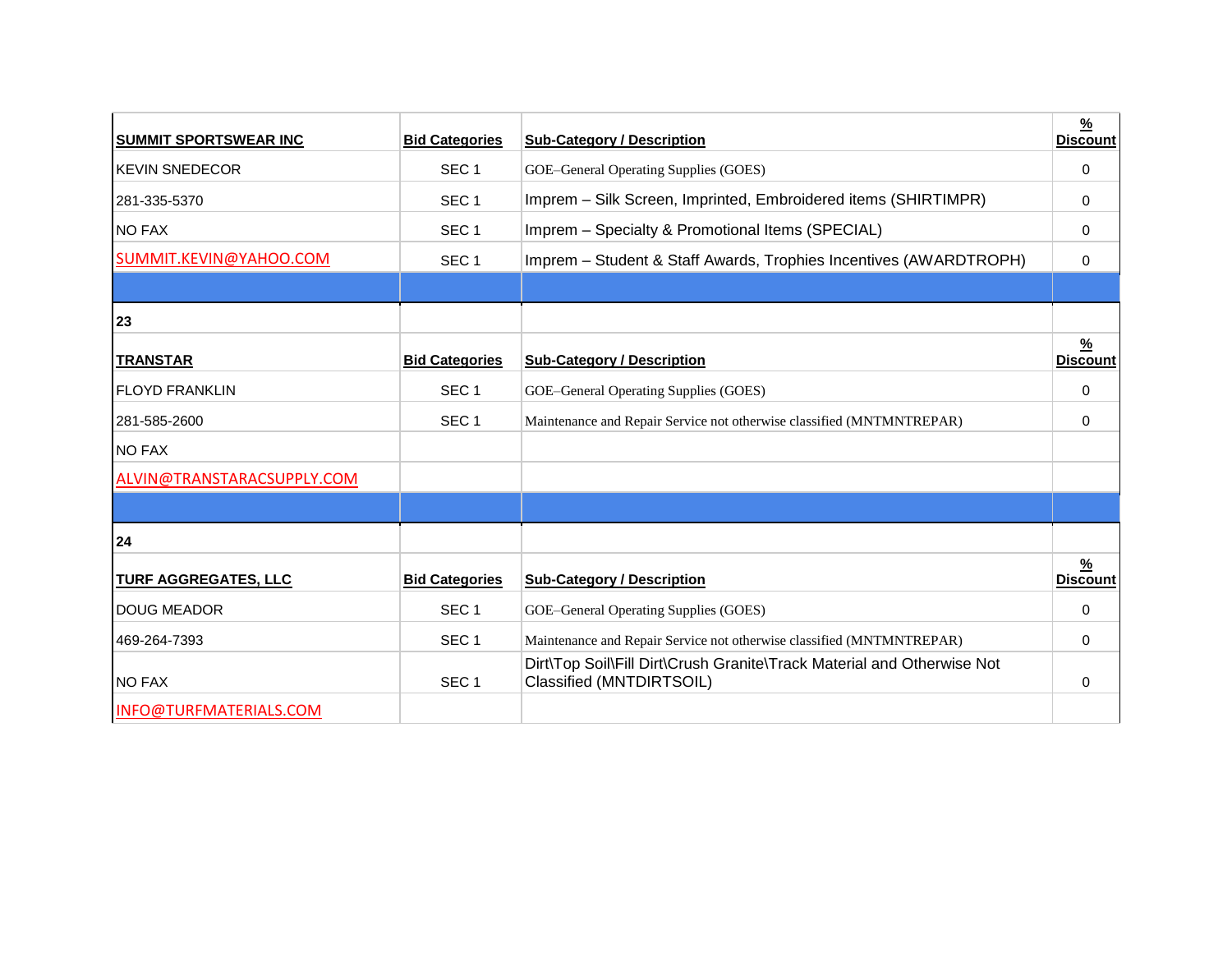| **SUMMIT SPORTSWEAR INC** | **Bid Categories** | **Sub-Category / Description** | **% Discount** |
|---|---|---|---|
| KEVIN SNEDECOR | SEC 1 | GOE–General Operating Supplies (GOES) | 0 |
| 281-335-5370 | SEC 1 | Imprem – Silk Screen, Imprinted, Embroidered items (SHIRTIMPR) | 0 |
| NO FAX | SEC 1 | Imprem – Specialty & Promotional Items (SPECIAL) | 0 |
| SUMMIT.KEVIN@YAHOO.COM | SEC 1 | Imprem – Student & Staff Awards, Trophies Incentives (AWARDTROPH) | 0 |
| | | | |
| **23** | | | |
| **TRANSTAR** | **Bid Categories** | **Sub-Category / Description** | **% Discount** |
| FLOYD FRANKLIN | SEC 1 | GOE–General Operating Supplies (GOES) | 0 |
| 281-585-2600 | SEC 1 | Maintenance and Repair Service not otherwise classified (MNTMNTREPAR) | 0 |
| NO FAX | | | |
| ALVIN@TRANSTARACSUPPLY.COM | | | |
| | | | |
| **24** | | | |
| **TURF AGGREGATES, LLC** | **Bid Categories** | **Sub-Category / Description** | **% Discount** |
| DOUG MEADOR | SEC 1 | GOE–General Operating Supplies (GOES) | 0 |
| 469-264-7393 | SEC 1 | Maintenance and Repair Service not otherwise classified (MNTMNTREPAR) | 0 |
| NO FAX | SEC 1 | Dirt\Top Soil\Fill Dirt\Crush Granite\Track Material and Otherwise Not Classified (MNTDIRTSOIL) | 0 |
| INFO@TURFMATERIALS.COM | | | |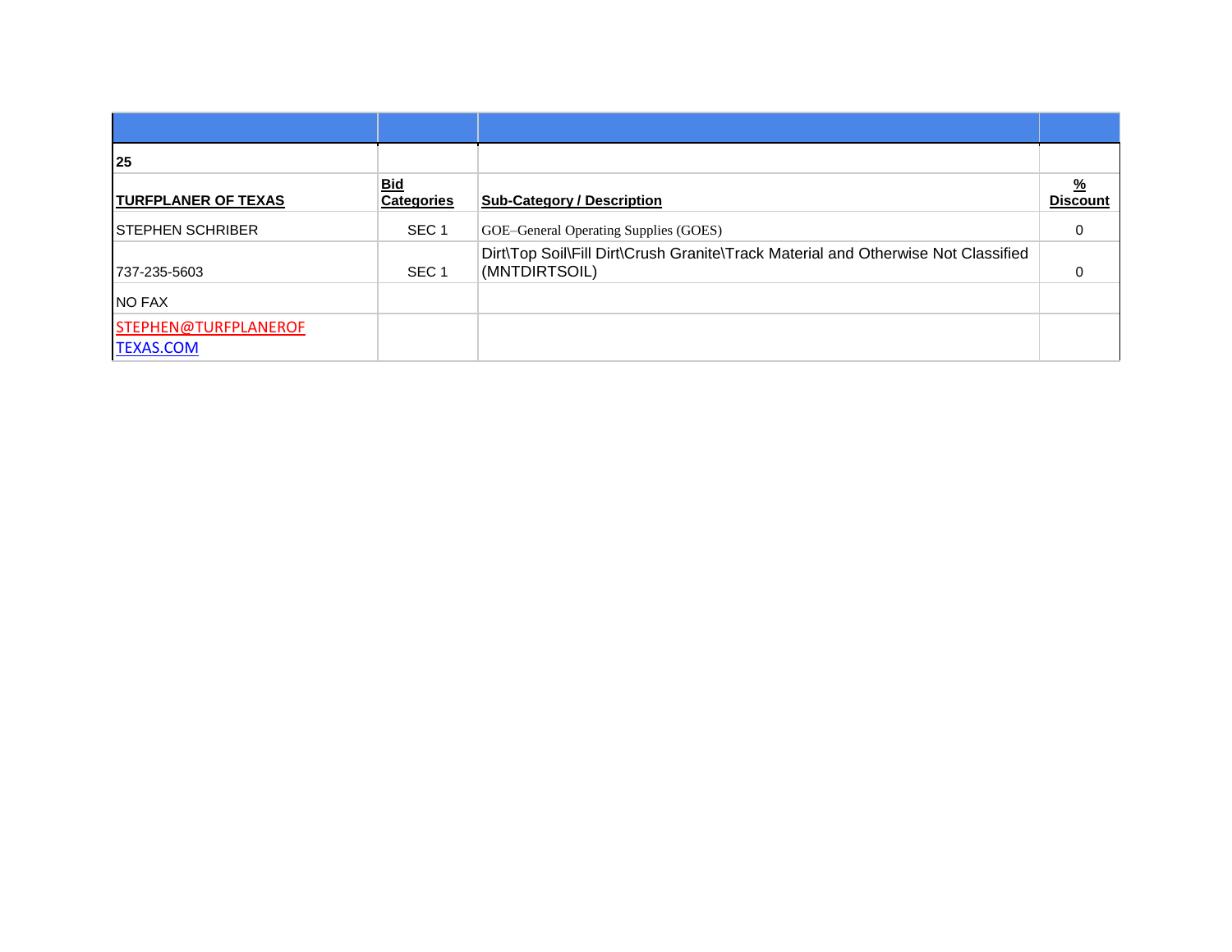| | | | |
|---|---|---|---|
| **25** | | | |
| **TURFPLANER OF TEXAS** | **Bid Categories** | **Sub-Category / Description** | **% Discount** |
| STEPHEN SCHRIBER | SEC 1 | GOE–General Operating Supplies (GOES) | 0 |
| 737-235-5603 | SEC 1 | Dirt\Top Soil\Fill Dirt\Crush Granite\Track Material and Otherwise Not Classified (MNTDIRTSOIL) | 0 |
| NO FAX | | | |
| STEPHEN@TURFPLANEROF TEXAS.COM | | | |